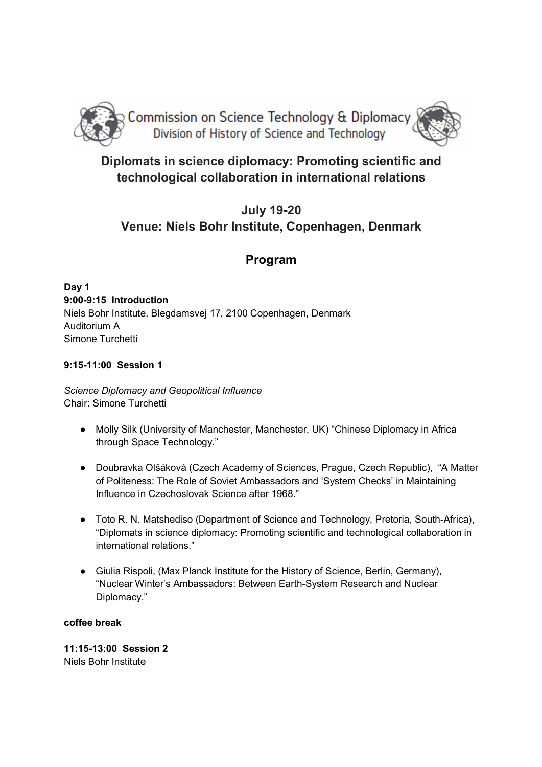Commission on Science Technology & Diplomacy
Division of History of Science and Technology

# Diplomats in science diplomacy: Promoting scientific and technological collaboration in international relations

## July 19-20
## Venue: Niels Bohr Institute, Copenhagen, Denmark

## Program

**Day 1**
**9:00-9:15 Introduction**
Niels Bohr Institute, Blegdamsvej 17, 2100 Copenhagen, Denmark
Auditorium A
Simone Turchetti

**9:15-11:00 Session 1**

*Science Diplomacy and Geopolitical Influence*
Chair: Simone Turchetti

- Molly Silk (University of Manchester, Manchester, UK) "Chinese Diplomacy in Africa through Space Technology."
- Doubravka Olšáková (Czech Academy of Sciences, Prague, Czech Republic), "A Matter of Politeness: The Role of Soviet Ambassadors and 'System Checks' in Maintaining Influence in Czechoslovak Science after 1968."
- Toto R. N. Matshediso (Department of Science and Technology, Pretoria, South-Africa), "Diplomats in science diplomacy: Promoting scientific and technological collaboration in international relations."
- Giulia Rispoli, (Max Planck Institute for the History of Science, Berlin, Germany), "Nuclear Winter's Ambassadors: Between Earth-System Research and Nuclear Diplomacy."

**coffee break**

**11:15-13:00 Session 2**
Niels Bohr Institute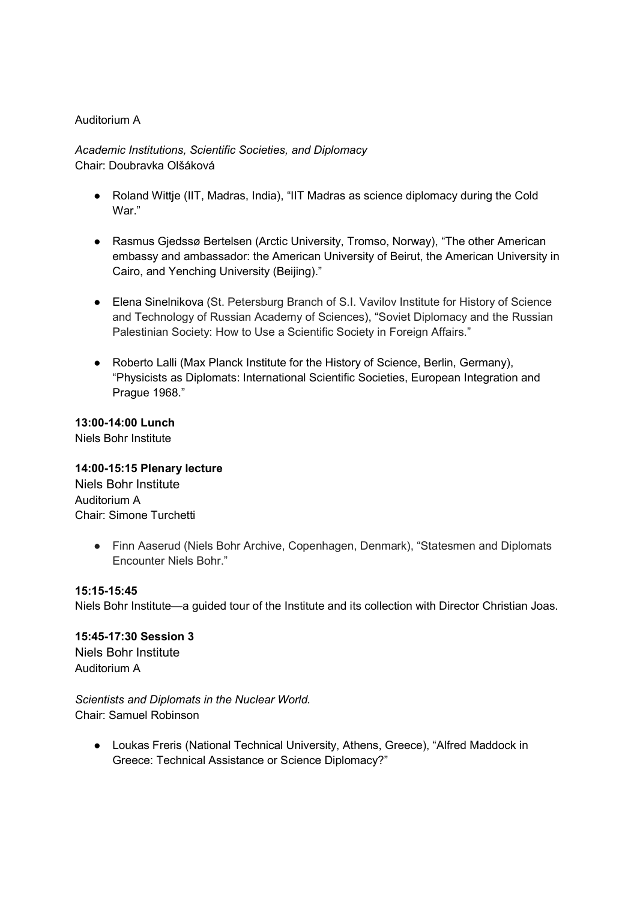Auditorium A

*Academic Institutions, Scientific Societies, and Diplomacy*
Chair: Doubravka Olšáková

- Roland Wittje (IIT, Madras, India), "IIT Madras as science diplomacy during the Cold War."
- Rasmus Gjedssø Bertelsen (Arctic University, Tromso, Norway), "The other American embassy and ambassador: the American University of Beirut, the American University in Cairo, and Yenching University (Beijing)."
- Elena Sinelnikova (St. Petersburg Branch of S.I. Vavilov Institute for History of Science and Technology of Russian Academy of Sciences), "Soviet Diplomacy and the Russian Palestinian Society: How to Use a Scientific Society in Foreign Affairs."
- Roberto Lalli (Max Planck Institute for the History of Science, Berlin, Germany), "Physicists as Diplomats: International Scientific Societies, European Integration and Prague 1968."

**13:00-14:00 Lunch**
Niels Bohr Institute

**14:00-15:15 Plenary lecture**
Niels Bohr Institute
Auditorium A
Chair: Simone Turchetti

- Finn Aaserud (Niels Bohr Archive, Copenhagen, Denmark), "Statesmen and Diplomats Encounter Niels Bohr."

**15:15-15:45**
Niels Bohr Institute—a guided tour of the Institute and its collection with Director Christian Joas.

**15:45-17:30 Session 3**
Niels Bohr Institute
Auditorium A

*Scientists and Diplomats in the Nuclear World.*
Chair: Samuel Robinson

- Loukas Freris (National Technical University, Athens, Greece), "Alfred Maddock in Greece: Technical Assistance or Science Diplomacy?"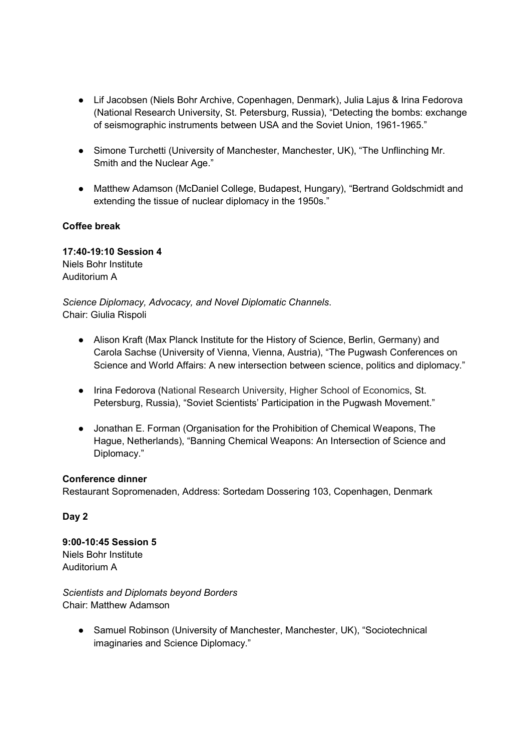- Lif Jacobsen (Niels Bohr Archive, Copenhagen, Denmark), Julia Lajus & Irina Fedorova (National Research University, St. Petersburg, Russia), "Detecting the bombs: exchange of seismographic instruments between USA and the Soviet Union, 1961-1965."

- Simone Turchetti (University of Manchester, Manchester, UK), "The Unflinching Mr. Smith and the Nuclear Age."

- Matthew Adamson (McDaniel College, Budapest, Hungary), "Bertrand Goldschmidt and extending the tissue of nuclear diplomacy in the 1950s."

**Coffee break**

**17:40-19:10 Session 4**
Niels Bohr Institute
Auditorium A

*Science Diplomacy, Advocacy, and Novel Diplomatic Channels*.
Chair: Giulia Rispoli

- Alison Kraft (Max Planck Institute for the History of Science, Berlin, Germany) and Carola Sachse (University of Vienna, Vienna, Austria), "The Pugwash Conferences on Science and World Affairs: A new intersection between science, politics and diplomacy."

- Irina Fedorova (National Research University, Higher School of Economics, St. Petersburg, Russia), "Soviet Scientists' Participation in the Pugwash Movement."

- Jonathan E. Forman (Organisation for the Prohibition of Chemical Weapons, The Hague, Netherlands), "Banning Chemical Weapons: An Intersection of Science and Diplomacy."

**Conference dinner**
Restaurant Sopromenaden, Address: Sortedam Dossering 103, Copenhagen, Denmark

**Day 2**

**9:00-10:45 Session 5**
Niels Bohr Institute
Auditorium A

*Scientists and Diplomats beyond Borders*
Chair: Matthew Adamson

- Samuel Robinson (University of Manchester, Manchester, UK), "Sociotechnical imaginaries and Science Diplomacy."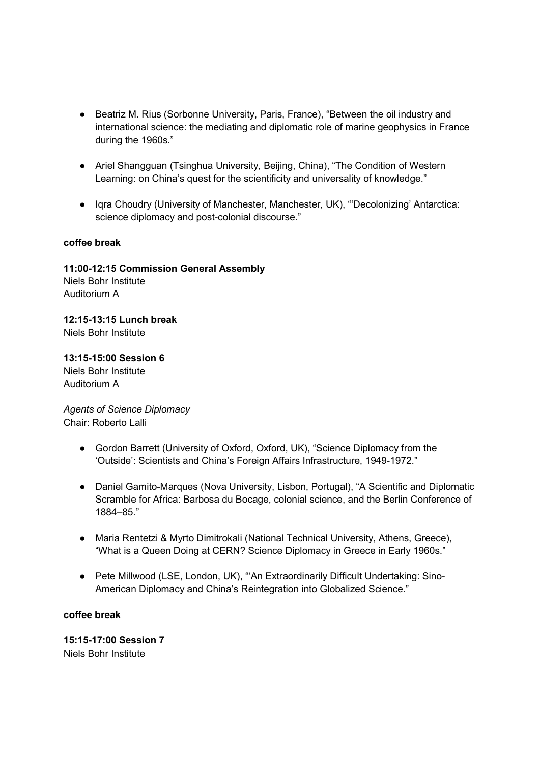- Beatriz M. Rius (Sorbonne University, Paris, France), “Between the oil industry and international science: the mediating and diplomatic role of marine geophysics in France during the 1960s.”

- Ariel Shangguan (Tsinghua University, Beijing, China), “The Condition of Western Learning: on China’s quest for the scientificity and universality of knowledge.”

- Iqra Choudry (University of Manchester, Manchester, UK), “‘Decolonizing’ Antarctica: science diplomacy and post-colonial discourse.”

**coffee break**

**11:00-12:15 Commission General Assembly**
Niels Bohr Institute
Auditorium A

**12:15-13:15 Lunch break**
Niels Bohr Institute

**13:15-15:00 Session 6**
Niels Bohr Institute
Auditorium A

*Agents of Science Diplomacy*
Chair: Roberto Lalli

- Gordon Barrett (University of Oxford, Oxford, UK), “Science Diplomacy from the ‘Outside’: Scientists and China’s Foreign Affairs Infrastructure, 1949-1972.”

- Daniel Gamito-Marques (Nova University, Lisbon, Portugal), “A Scientific and Diplomatic Scramble for Africa: Barbosa du Bocage, colonial science, and the Berlin Conference of 1884–85.”

- Maria Rentetzi & Myrto Dimitrokali (National Technical University, Athens, Greece), “What is a Queen Doing at CERN? Science Diplomacy in Greece in Early 1960s.”

- Pete Millwood (LSE, London, UK), “‘An Extraordinarily Difficult Undertaking: Sino-American Diplomacy and China’s Reintegration into Globalized Science.”

**coffee break**

**15:15-17:00 Session 7**
Niels Bohr Institute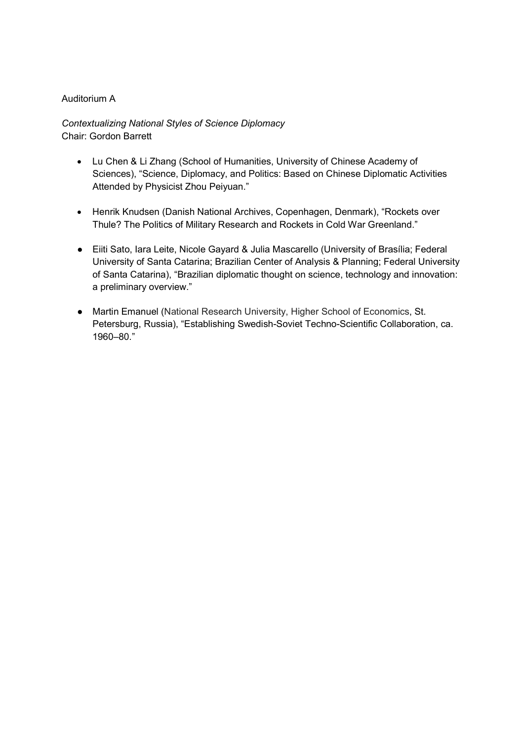Auditorium A

*Contextualizing National Styles of Science Diplomacy*
Chair: Gordon Barrett

- Lu Chen & Li Zhang (School of Humanities, University of Chinese Academy of Sciences), “Science, Diplomacy, and Politics: Based on Chinese Diplomatic Activities Attended by Physicist Zhou Peiyuan.”

- Henrik Knudsen (Danish National Archives, Copenhagen, Denmark), “Rockets over Thule? The Politics of Military Research and Rockets in Cold War Greenland.”

- Eiiti Sato, Iara Leite, Nicole Gayard & Julia Mascarello (University of Brasília; Federal University of Santa Catarina; Brazilian Center of Analysis & Planning; Federal University of Santa Catarina), “Brazilian diplomatic thought on science, technology and innovation: a preliminary overview.”

- Martin Emanuel (National Research University, Higher School of Economics, St. Petersburg, Russia), “Establishing Swedish-Soviet Techno-Scientific Collaboration, ca. 1960–80.”